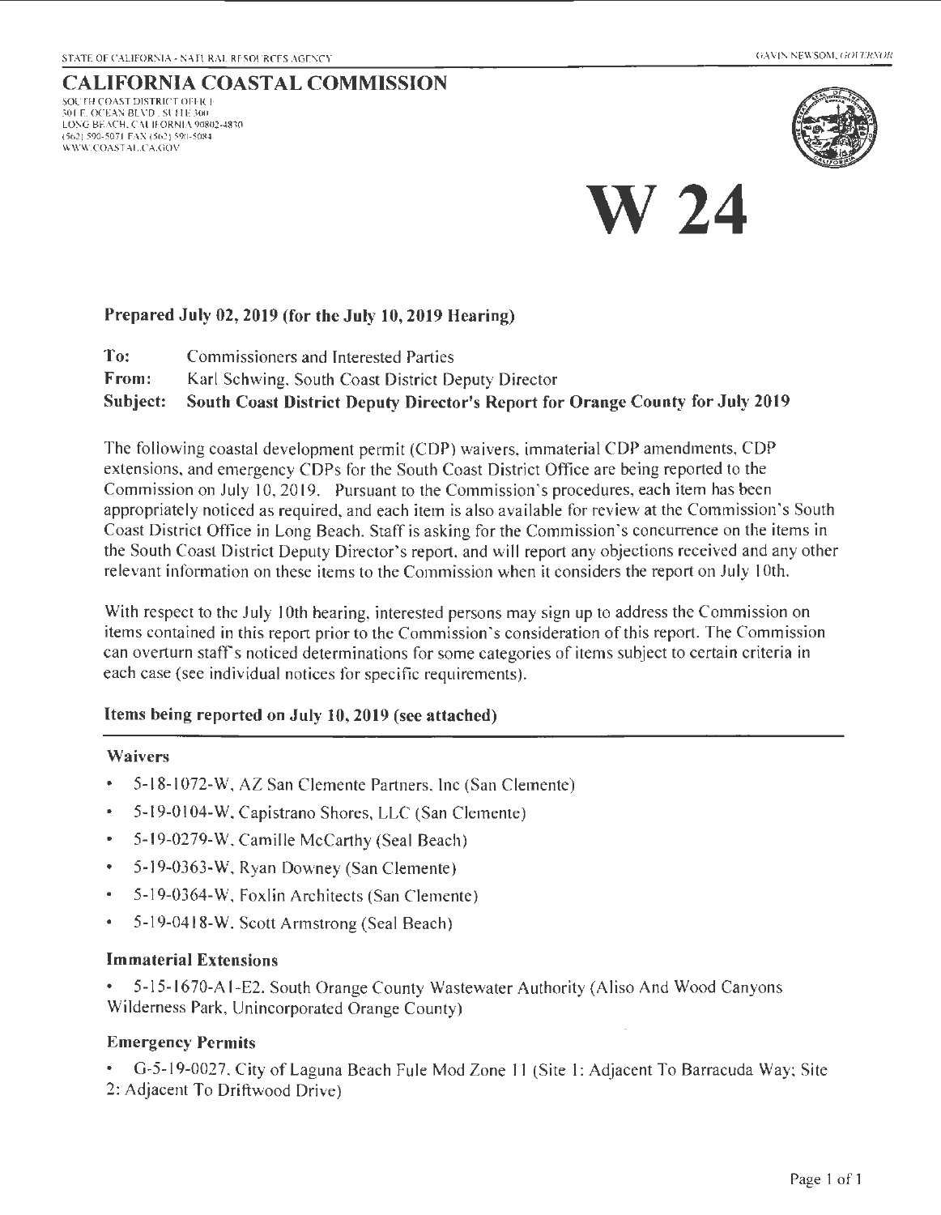STATE OF CALIFORNIA - NATURAL RESOURCES AGENCY

GAVIN NEWSOM, GOVERNOR

# CALIFORNIA COASTAL COMMISSION

SOUTH COAST DISTRICT OFFICE
301 E. OCEAN BLVD., SUITE 300
LONG BEACH, CALIFORNIA 90802-4830
(562) 590-5071 FAX (562) 590-5084
WWW.COASTAL.CA.GOV

# W 24

**Prepared July 02, 2019 (for the July 10, 2019 Hearing)**

**To:** Commissioners and Interested Parties
**From:** Karl Schwing, South Coast District Deputy Director
**Subject: South Coast District Deputy Director's Report for Orange County for July 2019**

The following coastal development permit (CDP) waivers, immaterial CDP amendments, CDP extensions, and emergency CDPs for the South Coast District Office are being reported to the Commission on July 10, 2019. Pursuant to the Commission's procedures, each item has been appropriately noticed as required, and each item is also available for review at the Commission's South Coast District Office in Long Beach. Staff is asking for the Commission's concurrence on the items in the South Coast District Deputy Director's report, and will report any objections received and any other relevant information on these items to the Commission when it considers the report on July 10th.

With respect to the July 10th hearing, interested persons may sign up to address the Commission on items contained in this report prior to the Commission's consideration of this report. The Commission can overturn staff's noticed determinations for some categories of items subject to certain criteria in each case (see individual notices for specific requirements).

## Items being reported on July 10, 2019 (see attached)

### Waivers

- 5-18-1072-W, AZ San Clemente Partners, Inc (San Clemente)
- 5-19-0104-W, Capistrano Shores, LLC (San Clemente)
- 5-19-0279-W, Camille McCarthy (Seal Beach)
- 5-19-0363-W, Ryan Downey (San Clemente)
- 5-19-0364-W, Foxlin Architects (San Clemente)
- 5-19-0418-W, Scott Armstrong (Seal Beach)

### Immaterial Extensions

- 5-15-1670-A1-E2, South Orange County Wastewater Authority (Aliso And Wood Canyons Wilderness Park, Unincorporated Orange County)

### Emergency Permits

- G-5-19-0027, City of Laguna Beach Fule Mod Zone 11 (Site 1: Adjacent To Barracuda Way; Site 2: Adjacent To Driftwood Drive)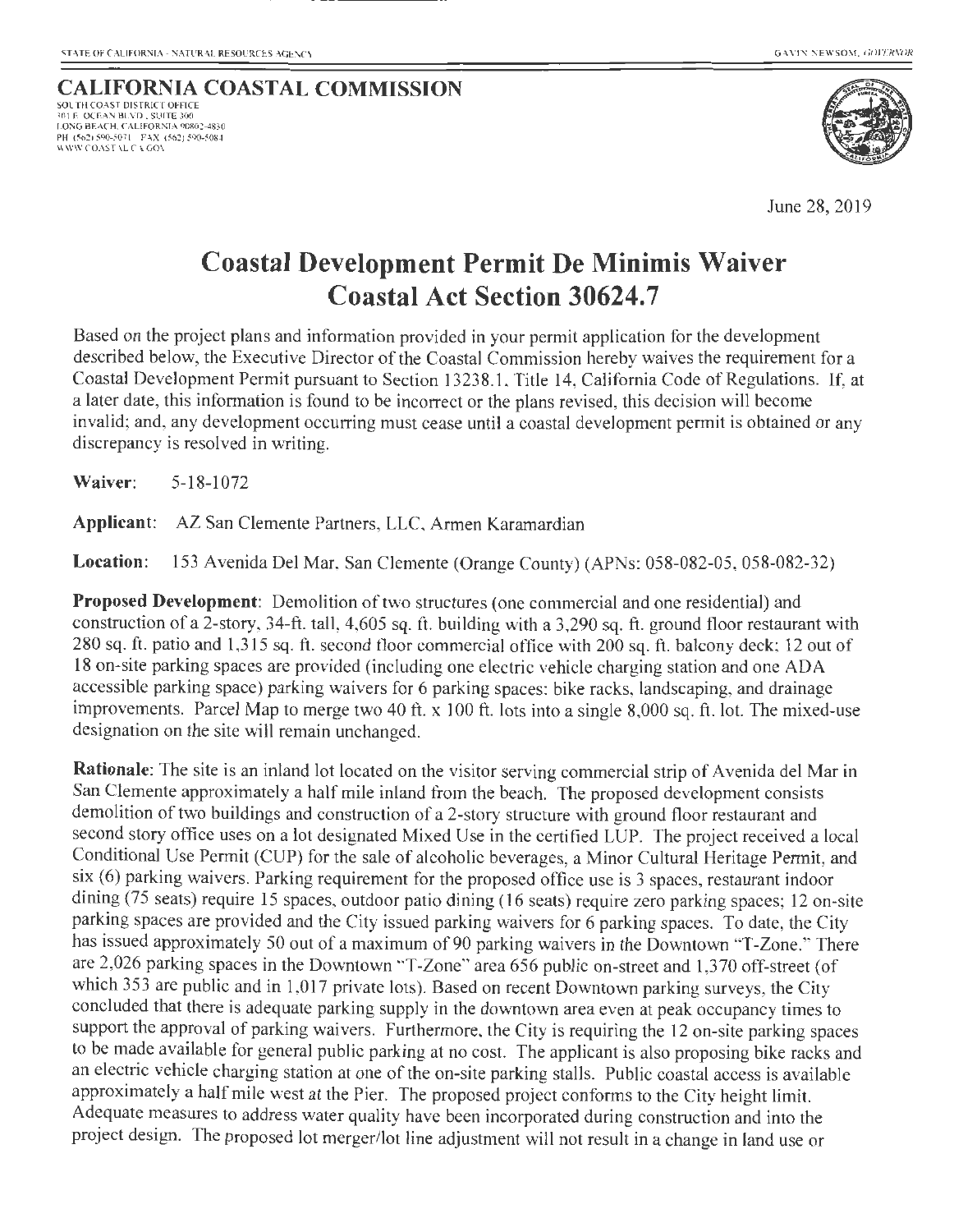STATE OF CALIFORNIA - NATURAL RESOURCES AGENCY

GAVIN NEWSOM, GOVERNOR

**CALIFORNIA COASTAL COMMISSION**
SOUTH COAST DISTRICT OFFICE
301 E. OCEAN BLVD., SUITE 300
LONG BEACH, CALIFORNIA 90802-4830
PH (562) 590-5071 FAX (562) 590-5084
WWW.COASTAL.CA.GOV

June 28, 2019

# Coastal Development Permit De Minimis Waiver
# Coastal Act Section 30624.7

Based on the project plans and information provided in your permit application for the development described below, the Executive Director of the Coastal Commission hereby waives the requirement for a Coastal Development Permit pursuant to Section 13238.1, Title 14, California Code of Regulations. If, at a later date, this information is found to be incorrect or the plans revised, this decision will become invalid; and, any development occurring must cease until a coastal development permit is obtained or any discrepancy is resolved in writing.

**Waiver:** 5-18-1072

**Applicant:** AZ San Clemente Partners, LLC, Armen Karamardian

**Location:** 153 Avenida Del Mar, San Clemente (Orange County) (APNs: 058-082-05, 058-082-32)

**Proposed Development:** Demolition of two structures (one commercial and one residential) and construction of a 2-story, 34-ft. tall, 4,605 sq. ft. building with a 3,290 sq. ft. ground floor restaurant with 280 sq. ft. patio and 1,315 sq. ft. second floor commercial office with 200 sq. ft. balcony deck; 12 out of 18 on-site parking spaces are provided (including one electric vehicle charging station and one ADA accessible parking space) parking waivers for 6 parking spaces; bike racks, landscaping, and drainage improvements. Parcel Map to merge two 40 ft. x 100 ft. lots into a single 8,000 sq. ft. lot. The mixed-use designation on the site will remain unchanged.

**Rationale:** The site is an inland lot located on the visitor serving commercial strip of Avenida del Mar in San Clemente approximately a half mile inland from the beach. The proposed development consists demolition of two buildings and construction of a 2-story structure with ground floor restaurant and second story office uses on a lot designated Mixed Use in the certified LUP. The project received a local Conditional Use Permit (CUP) for the sale of alcoholic beverages, a Minor Cultural Heritage Permit, and six (6) parking waivers. Parking requirement for the proposed office use is 3 spaces, restaurant indoor dining (75 seats) require 15 spaces, outdoor patio dining (16 seats) require zero parking spaces; 12 on-site parking spaces are provided and the City issued parking waivers for 6 parking spaces. To date, the City has issued approximately 50 out of a maximum of 90 parking waivers in the Downtown "T-Zone." There are 2,026 parking spaces in the Downtown "T-Zone" area 656 public on-street and 1,370 off-street (of which 353 are public and in 1,017 private lots). Based on recent Downtown parking surveys, the City concluded that there is adequate parking supply in the downtown area even at peak occupancy times to support the approval of parking waivers. Furthermore, the City is requiring the 12 on-site parking spaces to be made available for general public parking at no cost. The applicant is also proposing bike racks and an electric vehicle charging station at one of the on-site parking stalls. Public coastal access is available approximately a half mile west at the Pier. The proposed project conforms to the City height limit. Adequate measures to address water quality have been incorporated during construction and into the project design. The proposed lot merger/lot line adjustment will not result in a change in land use or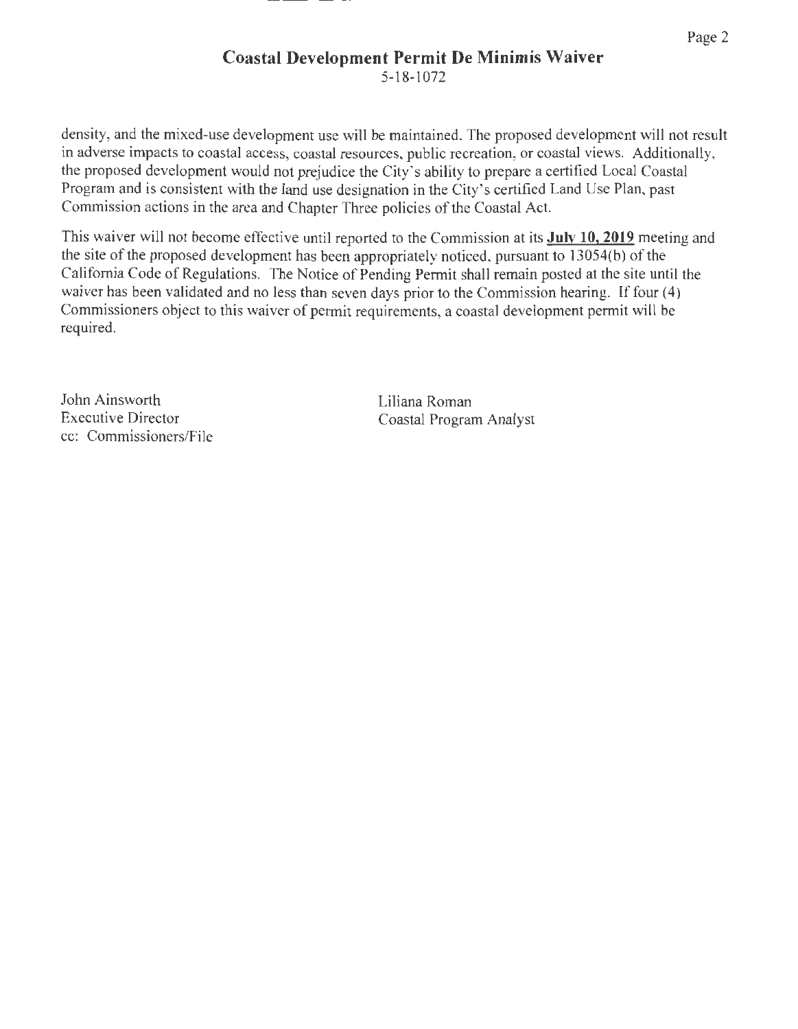## Coastal Development Permit De Minimis Waiver

5-18-1072

density, and the mixed-use development use will be maintained. The proposed development will not result in adverse impacts to coastal access, coastal resources, public recreation, or coastal views. Additionally, the proposed development would not prejudice the City's ability to prepare a certified Local Coastal Program and is consistent with the land use designation in the City's certified Land Use Plan, past Commission actions in the area and Chapter Three policies of the Coastal Act.

This waiver will not become effective until reported to the Commission at its **July 10, 2019** meeting and the site of the proposed development has been appropriately noticed, pursuant to 13054(b) of the California Code of Regulations. The Notice of Pending Permit shall remain posted at the site until the waiver has been validated and no less than seven days prior to the Commission hearing. If four (4) Commissioners object to this waiver of permit requirements, a coastal development permit will be required.

John Ainsworth
Executive Director
cc: Commissioners/File

Liliana Roman
Coastal Program Analyst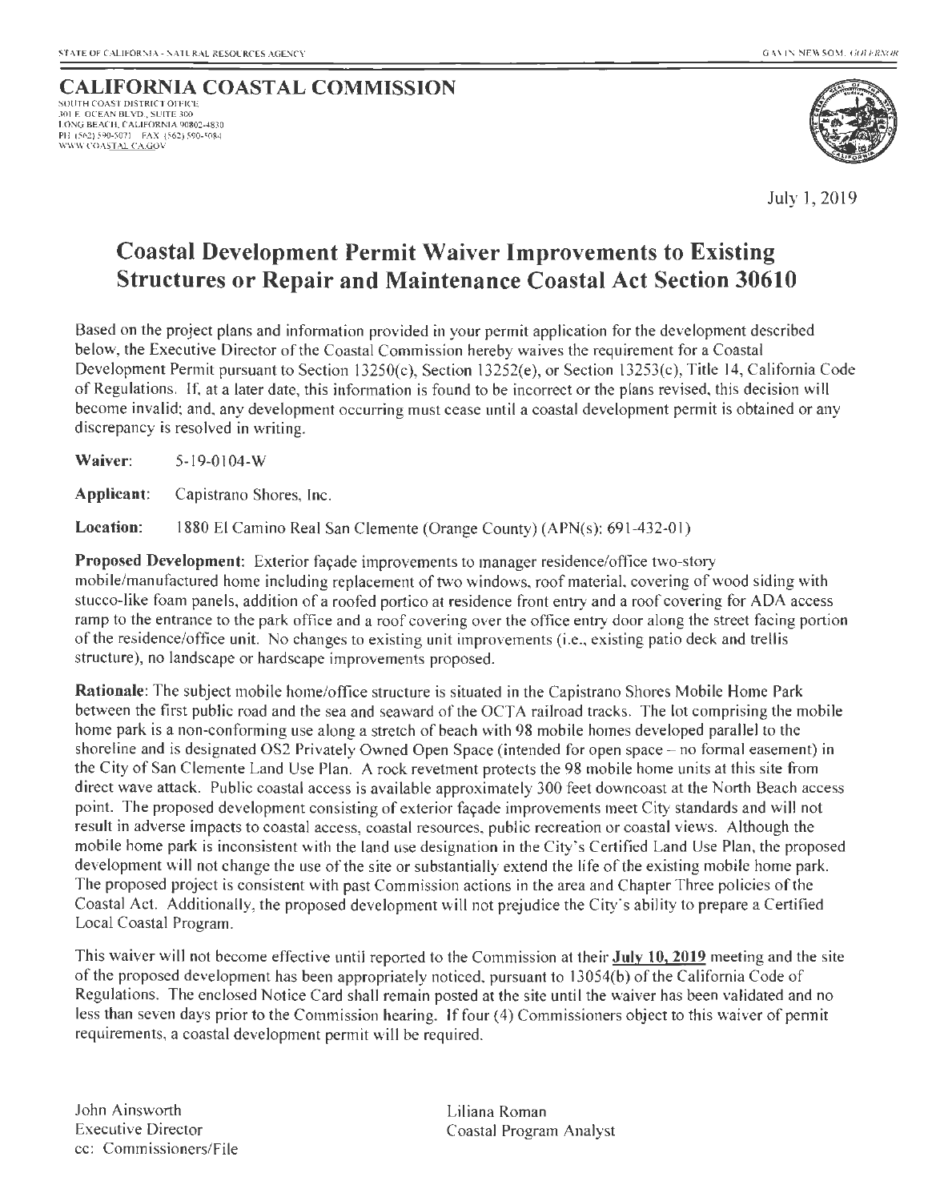STATE OF CALIFORNIA - NATURAL RESOURCES AGENCY GAVIN NEWSOM, *GOVERNOR*

**CALIFORNIA COASTAL COMMISSION**
SOUTH COAST DISTRICT OFFICE
301 E. OCEAN BLVD., SUITE 300
LONG BEACH, CALIFORNIA 90802-4830
PH (562) 590-5071 FAX (562) 590-5084
WWW.COASTAL.CA.GOV

July 1, 2019

# Coastal Development Permit Waiver Improvements to Existing Structures or Repair and Maintenance Coastal Act Section 30610

Based on the project plans and information provided in your permit application for the development described below, the Executive Director of the Coastal Commission hereby waives the requirement for a Coastal Development Permit pursuant to Section 13250(c), Section 13252(e), or Section 13253(c), Title 14, California Code of Regulations. If, at a later date, this information is found to be incorrect or the plans revised, this decision will become invalid; and, any development occurring must cease until a coastal development permit is obtained or any discrepancy is resolved in writing.

**Waiver:** 5-19-0104-W

**Applicant:** Capistrano Shores, Inc.

**Location:** 1880 El Camino Real San Clemente (Orange County) (APN(s): 691-432-01)

**Proposed Development:** Exterior façade improvements to manager residence/office two-story mobile/manufactured home including replacement of two windows, roof material, covering of wood siding with stucco-like foam panels, addition of a roofed portico at residence front entry and a roof covering for ADA access ramp to the entrance to the park office and a roof covering over the office entry door along the street facing portion of the residence/office unit. No changes to existing unit improvements (i.e., existing patio deck and trellis structure), no landscape or hardscape improvements proposed.

**Rationale:** The subject mobile home/office structure is situated in the Capistrano Shores Mobile Home Park between the first public road and the sea and seaward of the OCTA railroad tracks. The lot comprising the mobile home park is a non-conforming use along a stretch of beach with 98 mobile homes developed parallel to the shoreline and is designated OS2 Privately Owned Open Space (intended for open space – no formal easement) in the City of San Clemente Land Use Plan. A rock revetment protects the 98 mobile home units at this site from direct wave attack. Public coastal access is available approximately 300 feet downcoast at the North Beach access point. The proposed development consisting of exterior façade improvements meet City standards and will not result in adverse impacts to coastal access, coastal resources, public recreation or coastal views. Although the mobile home park is inconsistent with the land use designation in the City's Certified Land Use Plan, the proposed development will not change the use of the site or substantially extend the life of the existing mobile home park. The proposed project is consistent with past Commission actions in the area and Chapter Three policies of the Coastal Act. Additionally, the proposed development will not prejudice the City's ability to prepare a Certified Local Coastal Program.

This waiver will not become effective until reported to the Commission at their **July 10, 2019** meeting and the site of the proposed development has been appropriately noticed, pursuant to 13054(b) of the California Code of Regulations. The enclosed Notice Card shall remain posted at the site until the waiver has been validated and no less than seven days prior to the Commission hearing. If four (4) Commissioners object to this waiver of permit requirements, a coastal development permit will be required.

John Ainsworth
Executive Director
cc: Commissioners/File

Liliana Roman
Coastal Program Analyst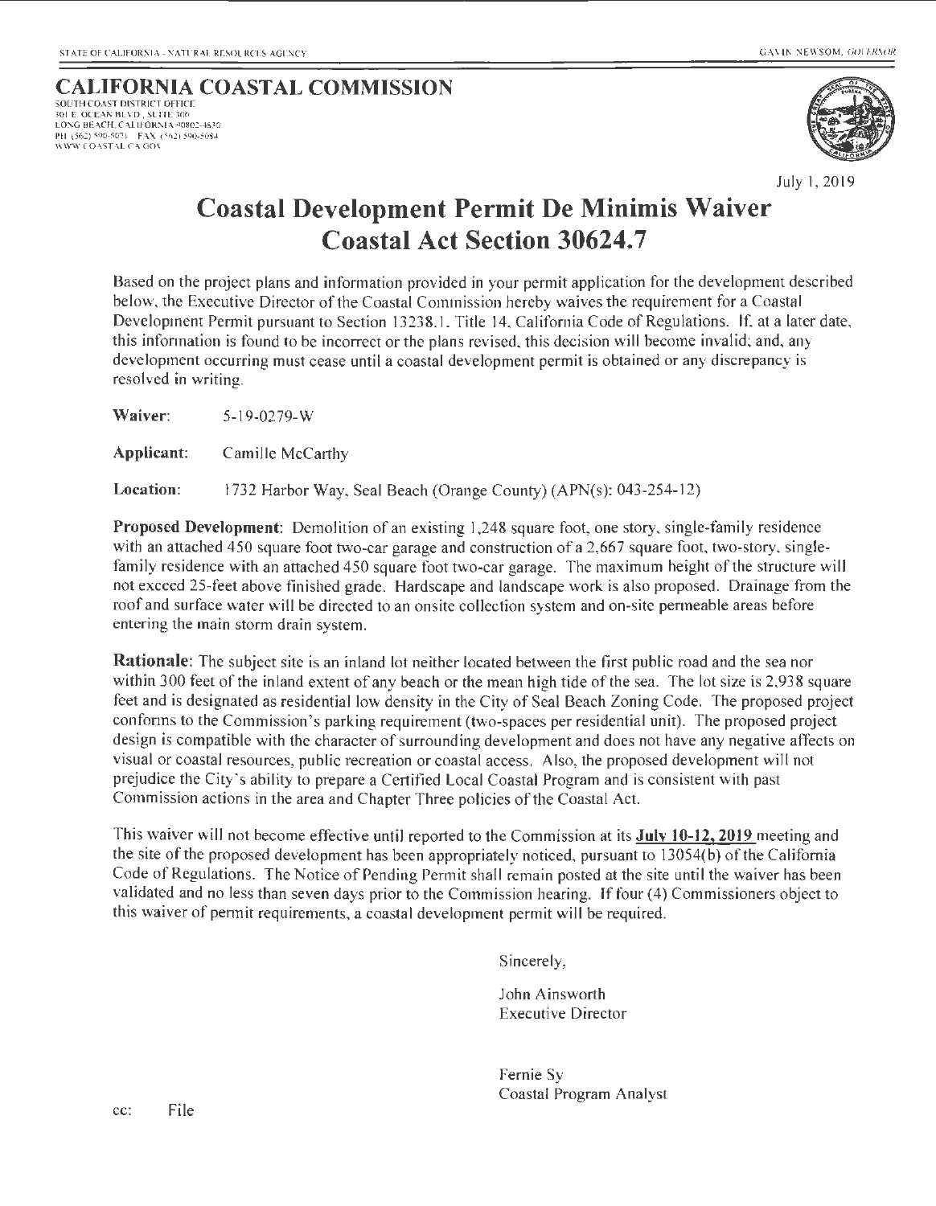STATE OF CALIFORNIA - NATURAL RESOURCES AGENCY GAVIN NEWSOM, GOVERNOR

**CALIFORNIA COASTAL COMMISSION**
SOUTH COAST DISTRICT OFFICE
301 E. OCEAN BLVD., SUITE 300
LONG BEACH, CALIFORNIA 90802-4830
PH (562) 590-5071 FAX (562) 590-5084
WWW.COASTAL.CA.GOV

July 1, 2019

# Coastal Development Permit De Minimis Waiver
# Coastal Act Section 30624.7

Based on the project plans and information provided in your permit application for the development described below, the Executive Director of the Coastal Commission hereby waives the requirement for a Coastal Development Permit pursuant to Section 13238.1, Title 14, California Code of Regulations. If, at a later date, this information is found to be incorrect or the plans revised, this decision will become invalid; and, any development occurring must cease until a coastal development permit is obtained or any discrepancy is resolved in writing.

**Waiver:** 5-19-0279-W

**Applicant:** Camille McCarthy

**Location:** 1732 Harbor Way, Seal Beach (Orange County) (APN(s): 043-254-12)

**Proposed Development**: Demolition of an existing 1,248 square foot, one story, single-family residence with an attached 450 square foot two-car garage and construction of a 2,667 square foot, two-story, single-family residence with an attached 450 square foot two-car garage. The maximum height of the structure will not exceed 25-feet above finished grade. Hardscape and landscape work is also proposed. Drainage from the roof and surface water will be directed to an onsite collection system and on-site permeable areas before entering the main storm drain system.

**Rationale**: The subject site is an inland lot neither located between the first public road and the sea nor within 300 feet of the inland extent of any beach or the mean high tide of the sea. The lot size is 2,938 square feet and is designated as residential low density in the City of Seal Beach Zoning Code. The proposed project conforms to the Commission's parking requirement (two-spaces per residential unit). The proposed project design is compatible with the character of surrounding development and does not have any negative affects on visual or coastal resources, public recreation or coastal access. Also, the proposed development will not prejudice the City's ability to prepare a Certified Local Coastal Program and is consistent with past Commission actions in the area and Chapter Three policies of the Coastal Act.

This waiver will not become effective until reported to the Commission at its **July 10-12, 2019** meeting and the site of the proposed development has been appropriately noticed, pursuant to 13054(b) of the California Code of Regulations. The Notice of Pending Permit shall remain posted at the site until the waiver has been validated and no less than seven days prior to the Commission hearing. If four (4) Commissioners object to this waiver of permit requirements, a coastal development permit will be required.

Sincerely,

John Ainsworth
Executive Director

Fernie Sy
Coastal Program Analyst

cc: File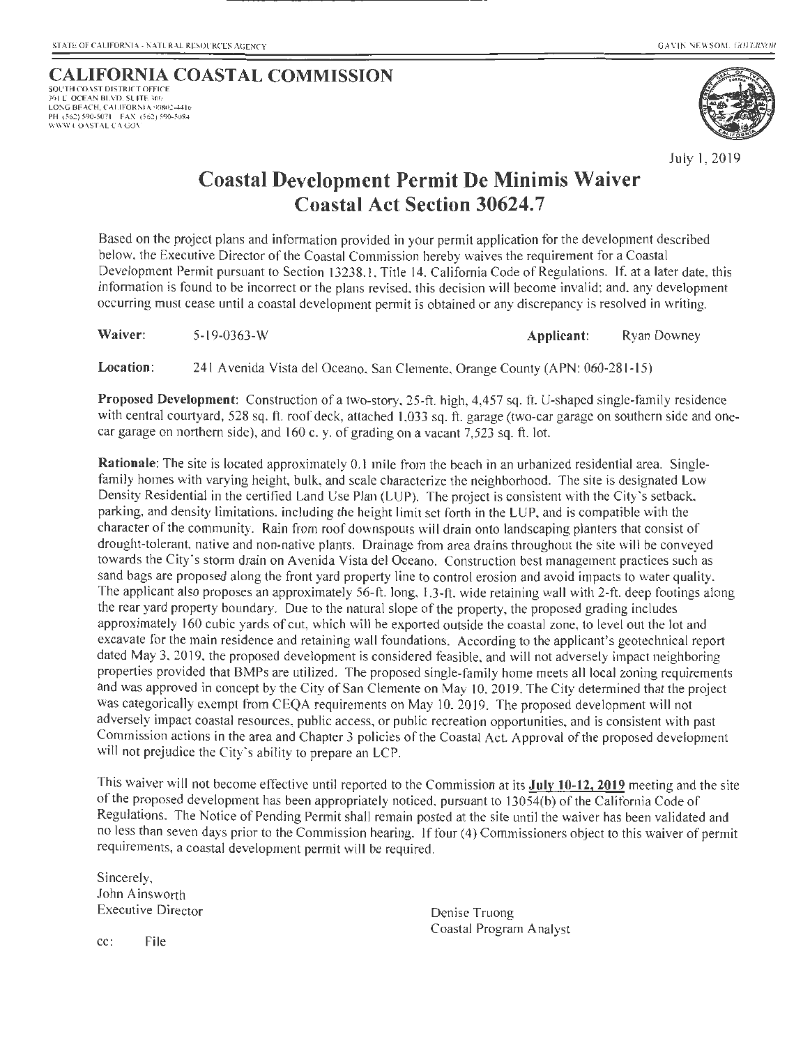STATE OF CALIFORNIA - NATURAL RESOURCES AGENCY

GAVIN NEWSOM, GOVERNOR

**CALIFORNIA COASTAL COMMISSION**
SOUTH COAST DISTRICT OFFICE
301 E. OCEAN BLVD, SUITE 300
LONG BEACH, CALIFORNIA 90802-4416
PH (562) 590-5071 FAX (562) 590-5084
WWW.COASTAL.CA.GOV

July 1, 2019

# Coastal Development Permit De Minimis Waiver
# Coastal Act Section 30624.7

Based on the project plans and information provided in your permit application for the development described below, the Executive Director of the Coastal Commission hereby waives the requirement for a Coastal Development Permit pursuant to Section 13238.1, Title 14, California Code of Regulations. If, at a later date, this information is found to be incorrect or the plans revised, this decision will become invalid; and, any development occurring must cease until a coastal development permit is obtained or any discrepancy is resolved in writing.

**Waiver:** 5-19-0363-W **Applicant:** Ryan Downey

**Location:** 241 Avenida Vista del Oceano, San Clemente, Orange County (APN: 060-281-15)

**Proposed Development**: Construction of a two-story, 25-ft. high, 4,457 sq. ft. U-shaped single-family residence with central courtyard, 528 sq. ft. roof deck, attached 1,033 sq. ft. garage (two-car garage on southern side and one-car garage on northern side), and 160 c. y. of grading on a vacant 7,523 sq. ft. lot.

**Rationale**: The site is located approximately 0.1 mile from the beach in an urbanized residential area. Single-family homes with varying height, bulk, and scale characterize the neighborhood. The site is designated Low Density Residential in the certified Land Use Plan (LUP). The project is consistent with the City's setback, parking, and density limitations, including the height limit set forth in the LUP, and is compatible with the character of the community. Rain from roof downspouts will drain onto landscaping planters that consist of drought-tolerant, native and non-native plants. Drainage from area drains throughout the site will be conveyed towards the City's storm drain on Avenida Vista del Oceano. Construction best management practices such as sand bags are proposed along the front yard property line to control erosion and avoid impacts to water quality. The applicant also proposes an approximately 56-ft. long, 1.3-ft. wide retaining wall with 2-ft. deep footings along the rear yard property boundary. Due to the natural slope of the property, the proposed grading includes approximately 160 cubic yards of cut, which will be exported outside the coastal zone, to level out the lot and excavate for the main residence and retaining wall foundations. According to the applicant's geotechnical report dated May 3, 2019, the proposed development is considered feasible, and will not adversely impact neighboring properties provided that BMPs are utilized. The proposed single-family home meets all local zoning requirements and was approved in concept by the City of San Clemente on May 10, 2019. The City determined that the project was categorically exempt from CEQA requirements on May 10, 2019. The proposed development will not adversely impact coastal resources, public access, or public recreation opportunities, and is consistent with past Commission actions in the area and Chapter 3 policies of the Coastal Act. Approval of the proposed development will not prejudice the City's ability to prepare an LCP.

This waiver will not become effective until reported to the Commission at its **July 10-12, 2019** meeting and the site of the proposed development has been appropriately noticed, pursuant to 13054(b) of the California Code of Regulations. The Notice of Pending Permit shall remain posted at the site until the waiver has been validated and no less than seven days prior to the Commission hearing. If four (4) Commissioners object to this waiver of permit requirements, a coastal development permit will be required.

Sincerely,
John Ainsworth
Executive Director

Denise Truong
Coastal Program Analyst

cc: File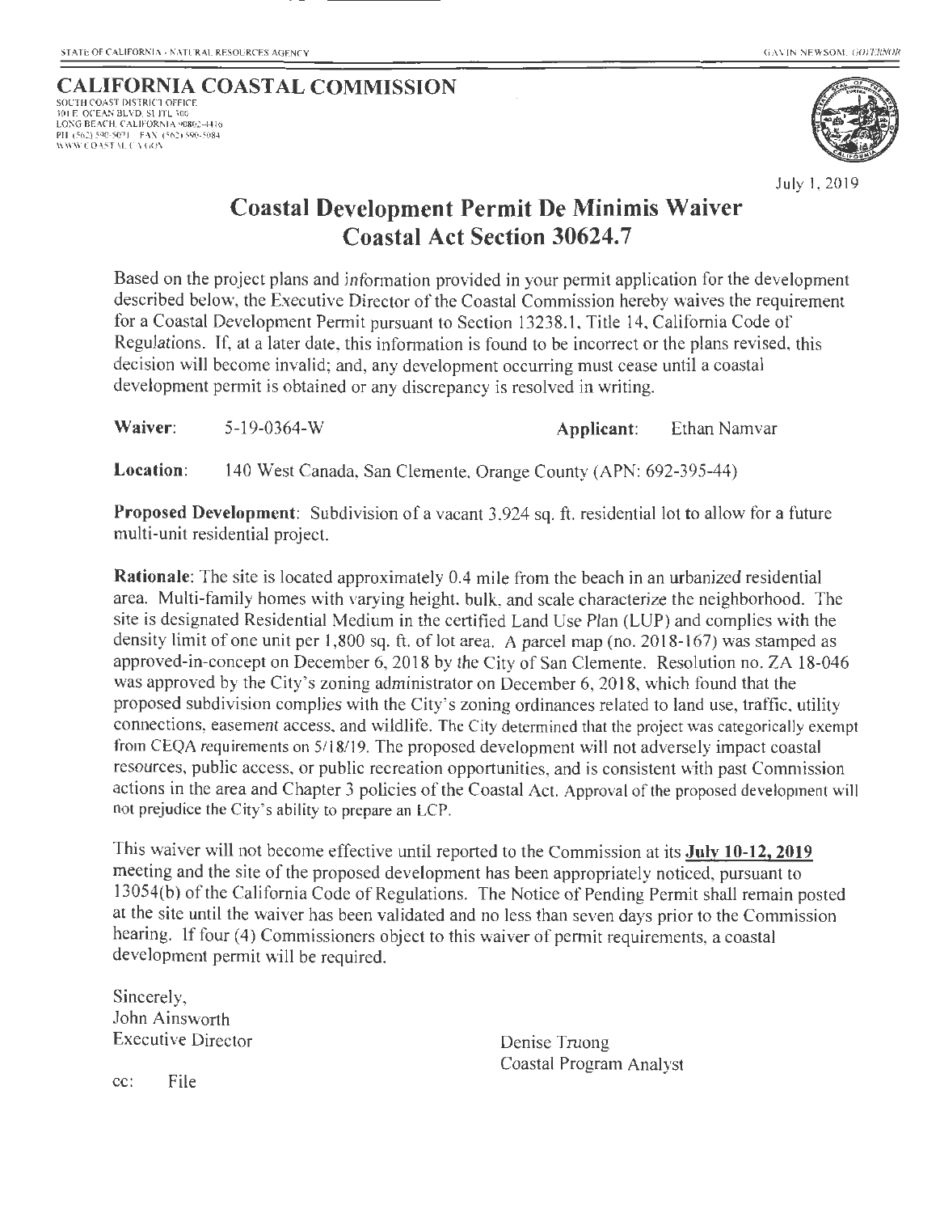STATE OF CALIFORNIA - NATURAL RESOURCES AGENCY GAVIN NEWSOM, GOVERNOR

**CALIFORNIA COASTAL COMMISSION**
SOUTH COAST DISTRICT OFFICE
301 E. OCEAN BLVD, SUITE 300
LONG BEACH, CALIFORNIA 90802-4416
PH (562) 590-5071 FAX (562) 590-5084
WWW.COASTAL.CA.GOV

July 1, 2019

# Coastal Development Permit De Minimis Waiver
# Coastal Act Section 30624.7

Based on the project plans and information provided in your permit application for the development described below, the Executive Director of the Coastal Commission hereby waives the requirement for a Coastal Development Permit pursuant to Section 13238.1, Title 14, California Code of Regulations. If, at a later date, this information is found to be incorrect or the plans revised, this decision will become invalid; and, any development occurring must cease until a coastal development permit is obtained or any discrepancy is resolved in writing.

**Waiver:** 5-19-0364-W **Applicant:** Ethan Namvar

**Location:** 140 West Canada, San Clemente, Orange County (APN: 692-395-44)

**Proposed Development**: Subdivision of a vacant 3,924 sq. ft. residential lot to allow for a future multi-unit residential project.

**Rationale**: The site is located approximately 0.4 mile from the beach in an urbanized residential area. Multi-family homes with varying height, bulk, and scale characterize the neighborhood. The site is designated Residential Medium in the certified Land Use Plan (LUP) and complies with the density limit of one unit per 1,800 sq. ft. of lot area. A parcel map (no. 2018-167) was stamped as approved-in-concept on December 6, 2018 by the City of San Clemente. Resolution no. ZA 18-046 was approved by the City's zoning administrator on December 6, 2018, which found that the proposed subdivision complies with the City's zoning ordinances related to land use, traffic, utility connections, easement access, and wildlife. The City determined that the project was categorically exempt from CEQA requirements on 5/18/19. The proposed development will not adversely impact coastal resources, public access, or public recreation opportunities, and is consistent with past Commission actions in the area and Chapter 3 policies of the Coastal Act. Approval of the proposed development will not prejudice the City's ability to prepare an LCP.

This waiver will not become effective until reported to the Commission at its **July 10-12, 2019** meeting and the site of the proposed development has been appropriately noticed, pursuant to 13054(b) of the California Code of Regulations. The Notice of Pending Permit shall remain posted at the site until the waiver has been validated and no less than seven days prior to the Commission hearing. If four (4) Commissioners object to this waiver of permit requirements, a coastal development permit will be required.

Sincerely,
John Ainsworth
Executive Director

Denise Truong
Coastal Program Analyst

cc: File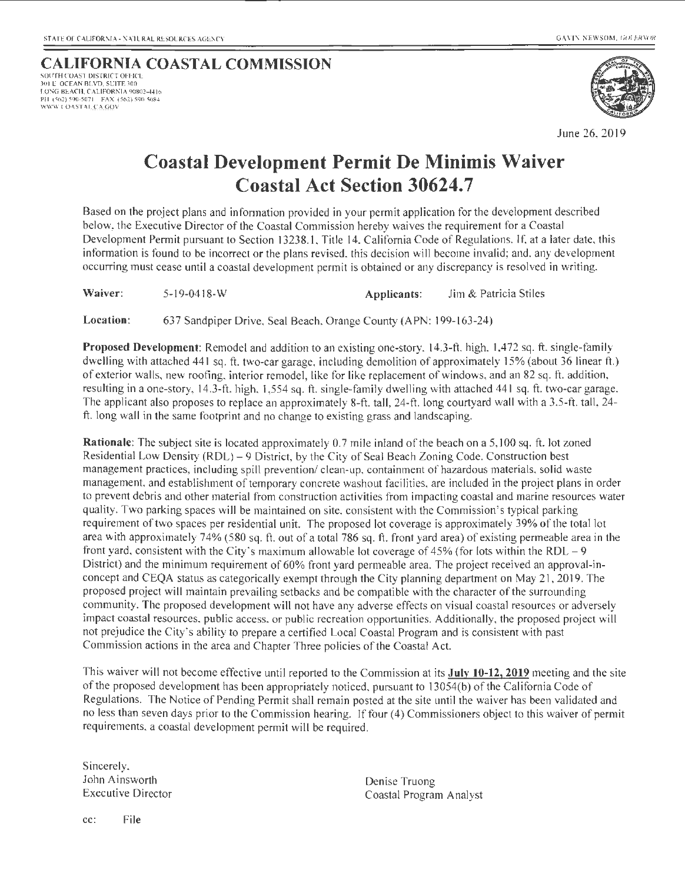STATE OF CALIFORNIA - NATURAL RESOURCES AGENCY

GAVIN NEWSOM, GOVERNOR

**CALIFORNIA COASTAL COMMISSION**
SOUTH COAST DISTRICT OFFICE
301 E. OCEAN BLVD, SUITE 300
LONG BEACH, CALIFORNIA 90802-4416
PH (562) 590-5071 FAX (562) 590-5084
WWW.COASTAL.CA.GOV

June 26, 2019

# Coastal Development Permit De Minimis Waiver
# Coastal Act Section 30624.7

Based on the project plans and information provided in your permit application for the development described below, the Executive Director of the Coastal Commission hereby waives the requirement for a Coastal Development Permit pursuant to Section 13238.1, Title 14, California Code of Regulations. If, at a later date, this information is found to be incorrect or the plans revised, this decision will become invalid; and, any development occurring must cease until a coastal development permit is obtained or any discrepancy is resolved in writing.

**Waiver:** 5-19-0418-W **Applicants:** Jim & Patricia Stiles

**Location:** 637 Sandpiper Drive, Seal Beach, Orange County (APN: 199-163-24)

**Proposed Development**: Remodel and addition to an existing one-story, 14.3-ft. high, 1,472 sq. ft. single-family dwelling with attached 441 sq. ft. two-car garage, including demolition of approximately 15% (about 36 linear ft.) of exterior walls, new roofing, interior remodel, like for like replacement of windows, and an 82 sq. ft. addition, resulting in a one-story, 14.3-ft. high, 1,554 sq. ft. single-family dwelling with attached 441 sq. ft. two-car garage. The applicant also proposes to replace an approximately 8-ft. tall, 24-ft. long courtyard wall with a 3.5-ft. tall, 24-ft. long wall in the same footprint and no change to existing grass and landscaping.

**Rationale**: The subject site is located approximately 0.7 mile inland of the beach on a 5,100 sq. ft. lot zoned Residential Low Density (RDL) – 9 District, by the City of Seal Beach Zoning Code. Construction best management practices, including spill prevention/ clean-up, containment of hazardous materials, solid waste management, and establishment of temporary concrete washout facilities, are included in the project plans in order to prevent debris and other material from construction activities from impacting coastal and marine resources water quality. Two parking spaces will be maintained on site, consistent with the Commission's typical parking requirement of two spaces per residential unit. The proposed lot coverage is approximately 39% of the total lot area with approximately 74% (580 sq. ft. out of a total 786 sq. ft. front yard area) of existing permeable area in the front yard, consistent with the City's maximum allowable lot coverage of 45% (for lots within the RDL – 9 District) and the minimum requirement of 60% front yard permeable area. The project received an approval-in-concept and CEQA status as categorically exempt through the City planning department on May 21, 2019. The proposed project will maintain prevailing setbacks and be compatible with the character of the surrounding community. The proposed development will not have any adverse effects on visual coastal resources or adversely impact coastal resources, public access, or public recreation opportunities. Additionally, the proposed project will not prejudice the City's ability to prepare a certified Local Coastal Program and is consistent with past Commission actions in the area and Chapter Three policies of the Coastal Act.

This waiver will not become effective until reported to the Commission at its **July 10-12, 2019** meeting and the site of the proposed development has been appropriately noticed, pursuant to 13054(b) of the California Code of Regulations. The Notice of Pending Permit shall remain posted at the site until the waiver has been validated and no less than seven days prior to the Commission hearing. If four (4) Commissioners object to this waiver of permit requirements, a coastal development permit will be required.

Sincerely,
John Ainsworth
Executive Director

Denise Truong
Coastal Program Analyst

cc: File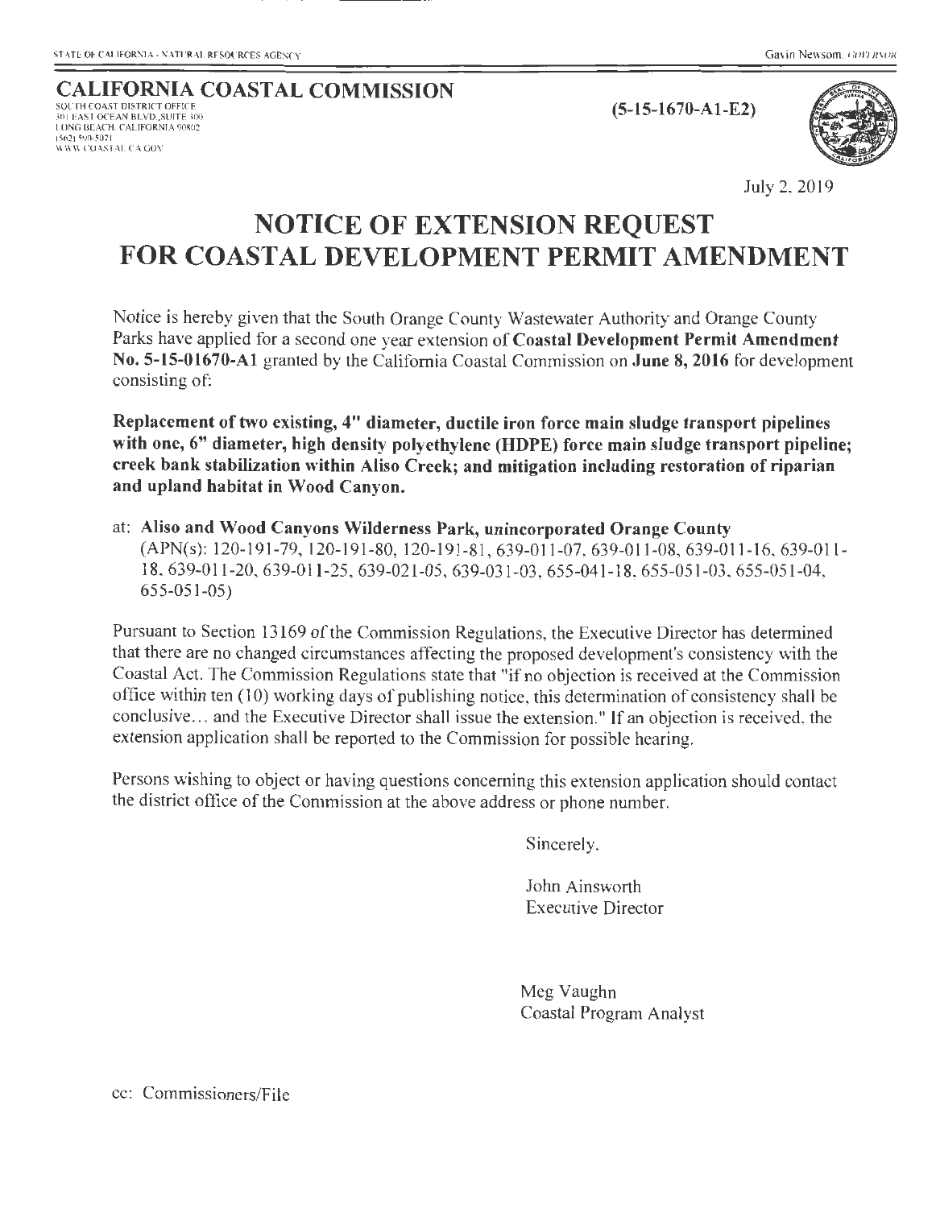STATE OF CALIFORNIA - NATURAL RESOURCES AGENCY

Gavin Newsom, GOVERNOR

**CALIFORNIA COASTAL COMMISSION**
SOUTH COAST DISTRICT OFFICE
301 EAST OCEAN BLVD, SUITE 300
LONG BEACH, CALIFORNIA 90802
(562) 590-5071
WWW.COASTAL.CA.GOV

**(5-15-1670-A1-E2)**

July 2, 2019

# NOTICE OF EXTENSION REQUEST FOR COASTAL DEVELOPMENT PERMIT AMENDMENT

Notice is hereby given that the South Orange County Wastewater Authority and Orange County Parks have applied for a second one year extension of **Coastal Development Permit Amendment No. 5-15-01670-A1** granted by the California Coastal Commission on **June 8, 2016** for development consisting of:

**Replacement of two existing, 4" diameter, ductile iron force main sludge transport pipelines with one, 6" diameter, high density polyethylene (HDPE) force main sludge transport pipeline; creek bank stabilization within Aliso Creek; and mitigation including restoration of riparian and upland habitat in Wood Canyon.**

at: **Aliso and Wood Canyons Wilderness Park, unincorporated Orange County**
(APN(s): 120-191-79, 120-191-80, 120-191-81, 639-011-07, 639-011-08, 639-011-16, 639-011-18, 639-011-20, 639-011-25, 639-021-05, 639-031-03, 655-041-18, 655-051-03, 655-051-04, 655-051-05)

Pursuant to Section 13169 of the Commission Regulations, the Executive Director has determined that there are no changed circumstances affecting the proposed development's consistency with the Coastal Act. The Commission Regulations state that "if no objection is received at the Commission office within ten (10) working days of publishing notice, this determination of consistency shall be conclusive... and the Executive Director shall issue the extension." If an objection is received, the extension application shall be reported to the Commission for possible hearing.

Persons wishing to object or having questions concerning this extension application should contact the district office of the Commission at the above address or phone number.

Sincerely,

John Ainsworth
Executive Director

Meg Vaughn
Coastal Program Analyst

cc: Commissioners/File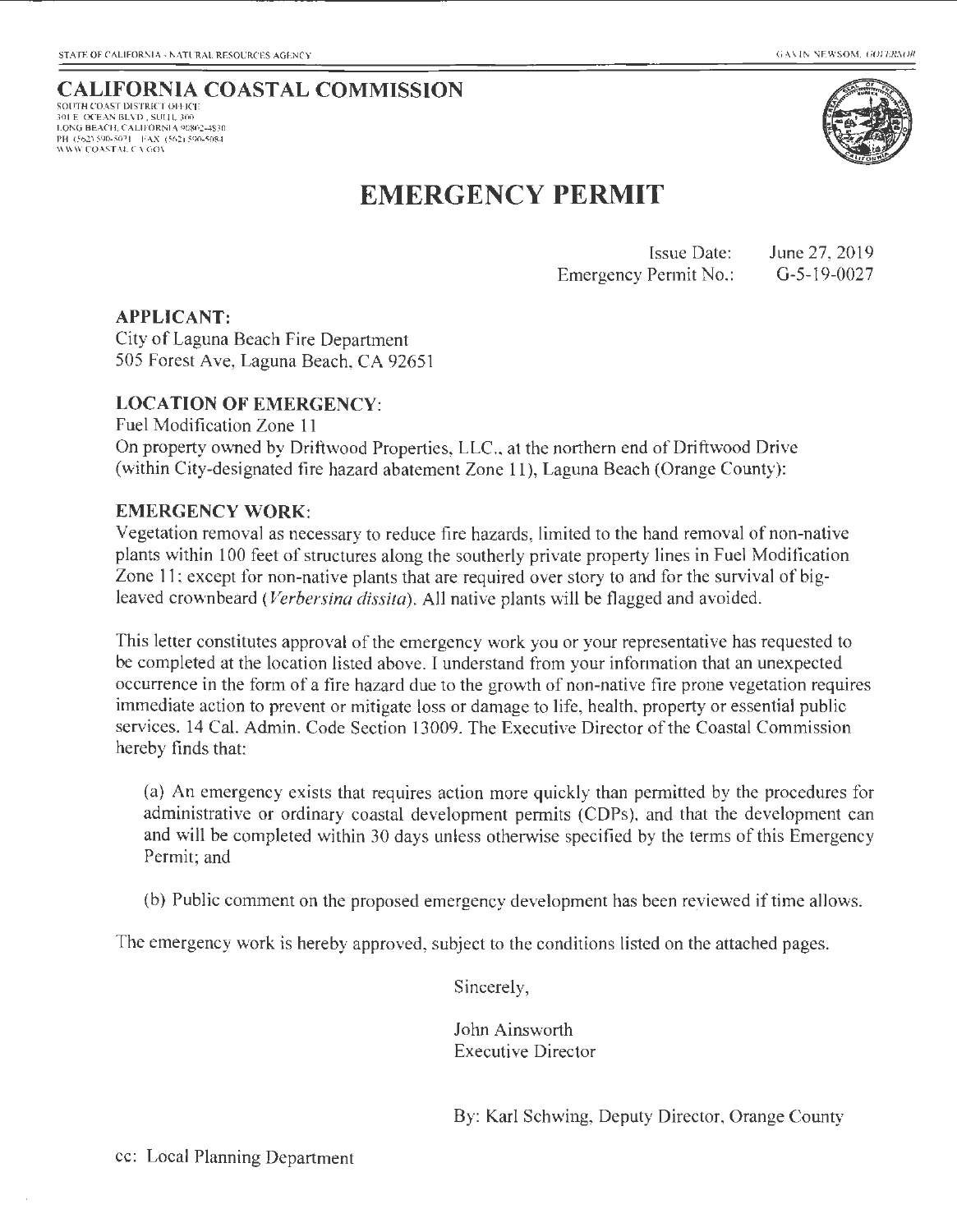STATE OF CALIFORNIA - NATURAL RESOURCES AGENCY GAVIN NEWSOM, GOVERNOR

# CALIFORNIA COASTAL COMMISSION

SOUTH COAST DISTRICT OFFICE
301 E. OCEAN BLVD., SUITE 300
LONG BEACH, CALIFORNIA 90802-4830
PH (562) 590-5071 FAX (562) 590-5084
WWW.COASTAL.CA.GOV

# EMERGENCY PERMIT

Issue Date: June 27, 2019
Emergency Permit No.: G-5-19-0027

## APPLICANT:

City of Laguna Beach Fire Department
505 Forest Ave, Laguna Beach, CA 92651

## LOCATION OF EMERGENCY:

Fuel Modification Zone 11
On property owned by Driftwood Properties, LLC., at the northern end of Driftwood Drive (within City-designated fire hazard abatement Zone 11), Laguna Beach (Orange County):

## EMERGENCY WORK:

Vegetation removal as necessary to reduce fire hazards, limited to the hand removal of non-native plants within 100 feet of structures along the southerly private property lines in Fuel Modification Zone 11; except for non-native plants that are required over story to and for the survival of big-leaved crownbeard (*Verbersina dissita*). All native plants will be flagged and avoided.

This letter constitutes approval of the emergency work you or your representative has requested to be completed at the location listed above. I understand from your information that an unexpected occurrence in the form of a fire hazard due to the growth of non-native fire prone vegetation requires immediate action to prevent or mitigate loss or damage to life, health, property or essential public services. 14 Cal. Admin. Code Section 13009. The Executive Director of the Coastal Commission hereby finds that:

(a) An emergency exists that requires action more quickly than permitted by the procedures for administrative or ordinary coastal development permits (CDPs), and that the development can and will be completed within 30 days unless otherwise specified by the terms of this Emergency Permit; and

(b) Public comment on the proposed emergency development has been reviewed if time allows.

The emergency work is hereby approved, subject to the conditions listed on the attached pages.

Sincerely,

John Ainsworth
Executive Director

By: Karl Schwing, Deputy Director, Orange County

cc: Local Planning Department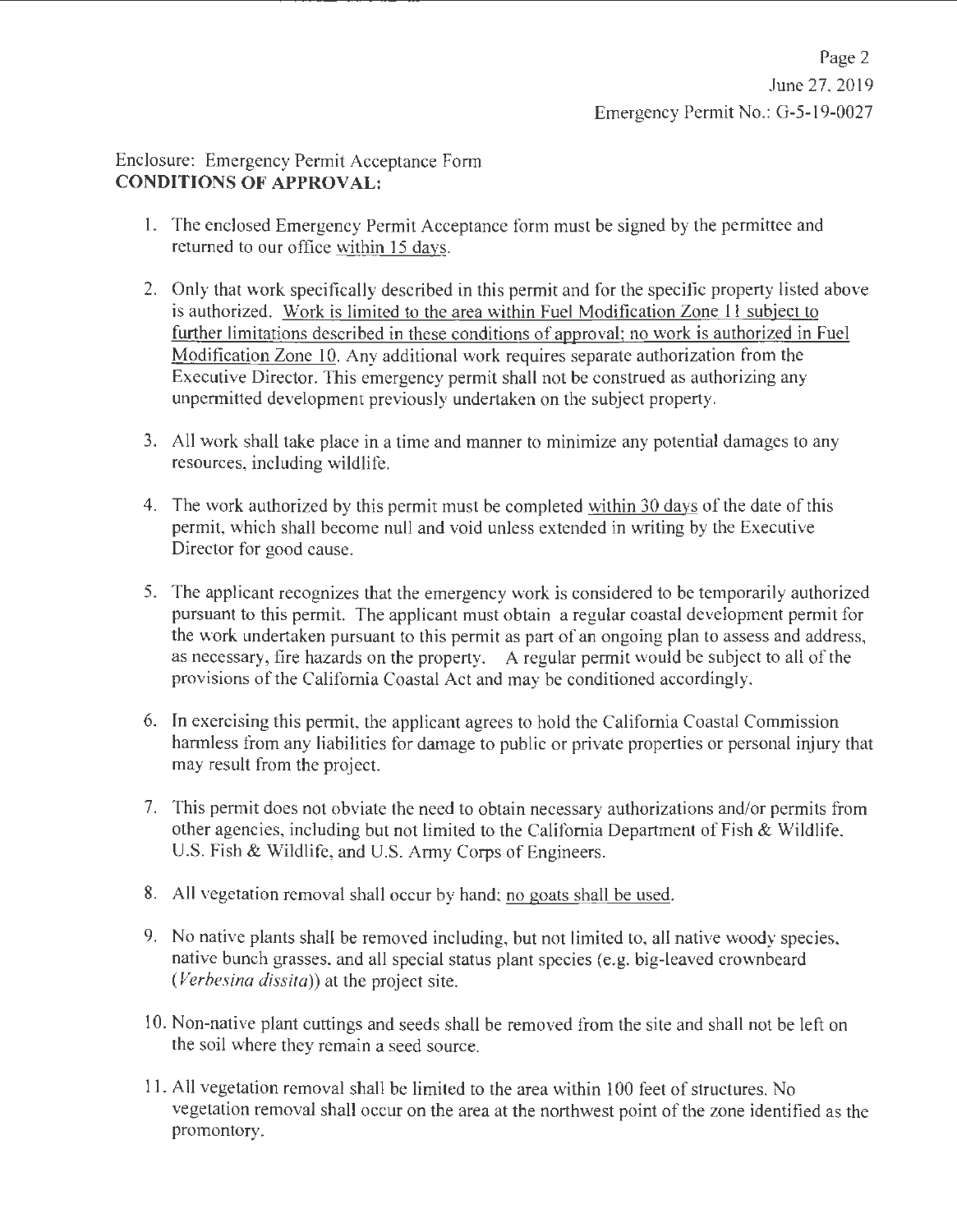Page 2
June 27, 2019
Emergency Permit No.: G-5-19-0027

Enclosure: Emergency Permit Acceptance Form

**CONDITIONS OF APPROVAL:**

1. The enclosed Emergency Permit Acceptance form must be signed by the permittee and returned to our office within 15 days.

2. Only that work specifically described in this permit and for the specific property listed above is authorized. Work is limited to the area within Fuel Modification Zone 11 subject to further limitations described in these conditions of approval; no work is authorized in Fuel Modification Zone 10. Any additional work requires separate authorization from the Executive Director. This emergency permit shall not be construed as authorizing any unpermitted development previously undertaken on the subject property.

3. All work shall take place in a time and manner to minimize any potential damages to any resources, including wildlife.

4. The work authorized by this permit must be completed within 30 days of the date of this permit, which shall become null and void unless extended in writing by the Executive Director for good cause.

5. The applicant recognizes that the emergency work is considered to be temporarily authorized pursuant to this permit. The applicant must obtain a regular coastal development permit for the work undertaken pursuant to this permit as part of an ongoing plan to assess and address, as necessary, fire hazards on the property. A regular permit would be subject to all of the provisions of the California Coastal Act and may be conditioned accordingly.

6. In exercising this permit, the applicant agrees to hold the California Coastal Commission harmless from any liabilities for damage to public or private properties or personal injury that may result from the project.

7. This permit does not obviate the need to obtain necessary authorizations and/or permits from other agencies, including but not limited to the California Department of Fish & Wildlife, U.S. Fish & Wildlife, and U.S. Army Corps of Engineers.

8. All vegetation removal shall occur by hand; no goats shall be used.

9. No native plants shall be removed including, but not limited to, all native woody species, native bunch grasses, and all special status plant species (e.g. big-leaved crownbeard (*Verbesina dissita*)) at the project site.

10. Non-native plant cuttings and seeds shall be removed from the site and shall not be left on the soil where they remain a seed source.

11. All vegetation removal shall be limited to the area within 100 feet of structures. No vegetation removal shall occur on the area at the northwest point of the zone identified as the promontory.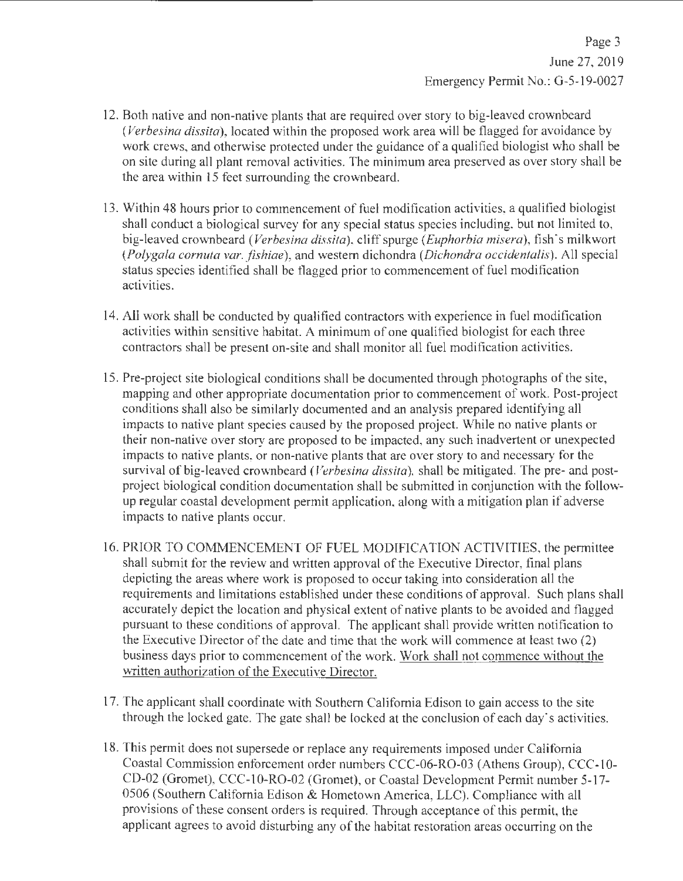12. Both native and non-native plants that are required over story to big-leaved crownbeard (*Verbesina dissita*), located within the proposed work area will be flagged for avoidance by work crews, and otherwise protected under the guidance of a qualified biologist who shall be on site during all plant removal activities. The minimum area preserved as over story shall be the area within 15 feet surrounding the crownbeard.

13. Within 48 hours prior to commencement of fuel modification activities, a qualified biologist shall conduct a biological survey for any special status species including, but not limited to, big-leaved crownbeard (*Verbesina dissita*), cliff spurge (*Euphorbia misera*), fish's milkwort (*Polygala cornuta var. fishiae*), and western dichondra (*Dichondra occidentalis*). All special status species identified shall be flagged prior to commencement of fuel modification activities.

14. All work shall be conducted by qualified contractors with experience in fuel modification activities within sensitive habitat. A minimum of one qualified biologist for each three contractors shall be present on-site and shall monitor all fuel modification activities.

15. Pre-project site biological conditions shall be documented through photographs of the site, mapping and other appropriate documentation prior to commencement of work. Post-project conditions shall also be similarly documented and an analysis prepared identifying all impacts to native plant species caused by the proposed project. While no native plants or their non-native over story are proposed to be impacted, any such inadvertent or unexpected impacts to native plants, or non-native plants that are over story to and necessary for the survival of big-leaved crownbeard (*Verbesina dissita*), shall be mitigated. The pre- and post-project biological condition documentation shall be submitted in conjunction with the follow-up regular coastal development permit application, along with a mitigation plan if adverse impacts to native plants occur.

16. PRIOR TO COMMENCEMENT OF FUEL MODIFICATION ACTIVITIES, the permittee shall submit for the review and written approval of the Executive Director, final plans depicting the areas where work is proposed to occur taking into consideration all the requirements and limitations established under these conditions of approval. Such plans shall accurately depict the location and physical extent of native plants to be avoided and flagged pursuant to these conditions of approval. The applicant shall provide written notification to the Executive Director of the date and time that the work will commence at least two (2) business days prior to commencement of the work. <u>Work shall not commence without the written authorization of the Executive Director.</u>

17. The applicant shall coordinate with Southern California Edison to gain access to the site through the locked gate. The gate shall be locked at the conclusion of each day's activities.

18. This permit does not supersede or replace any requirements imposed under California Coastal Commission enforcement order numbers CCC-06-RO-03 (Athens Group), CCC-10-CD-02 (Gromet), CCC-10-RO-02 (Gromet), or Coastal Development Permit number 5-17-0506 (Southern California Edison & Hometown America, LLC). Compliance with all provisions of these consent orders is required. Through acceptance of this permit, the applicant agrees to avoid disturbing any of the habitat restoration areas occurring on the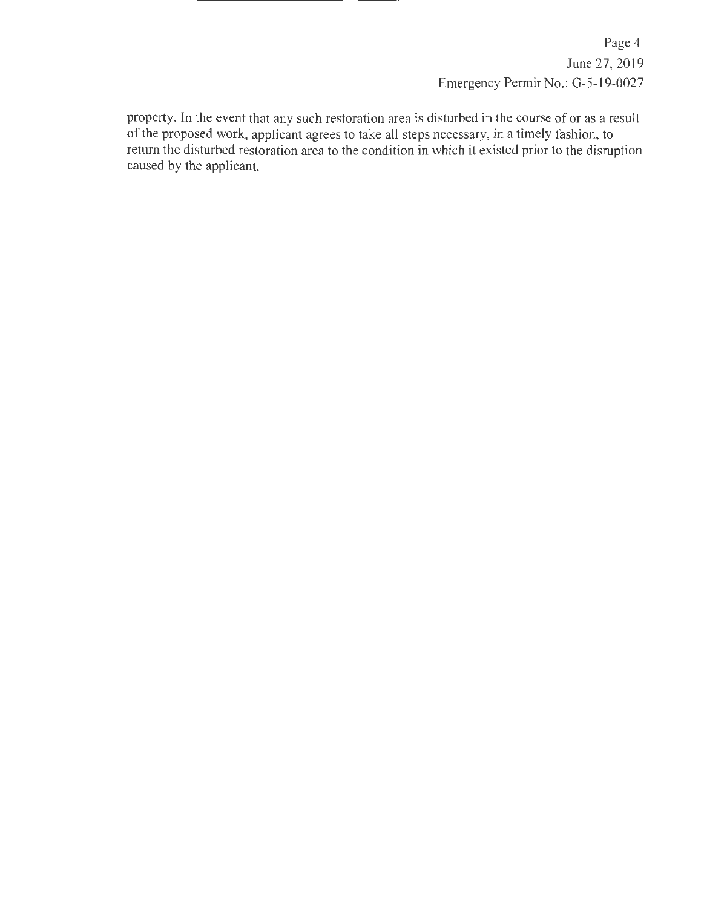property. In the event that any such restoration area is disturbed in the course of or as a result of the proposed work, applicant agrees to take all steps necessary, in a timely fashion, to return the disturbed restoration area to the condition in which it existed prior to the disruption caused by the applicant.